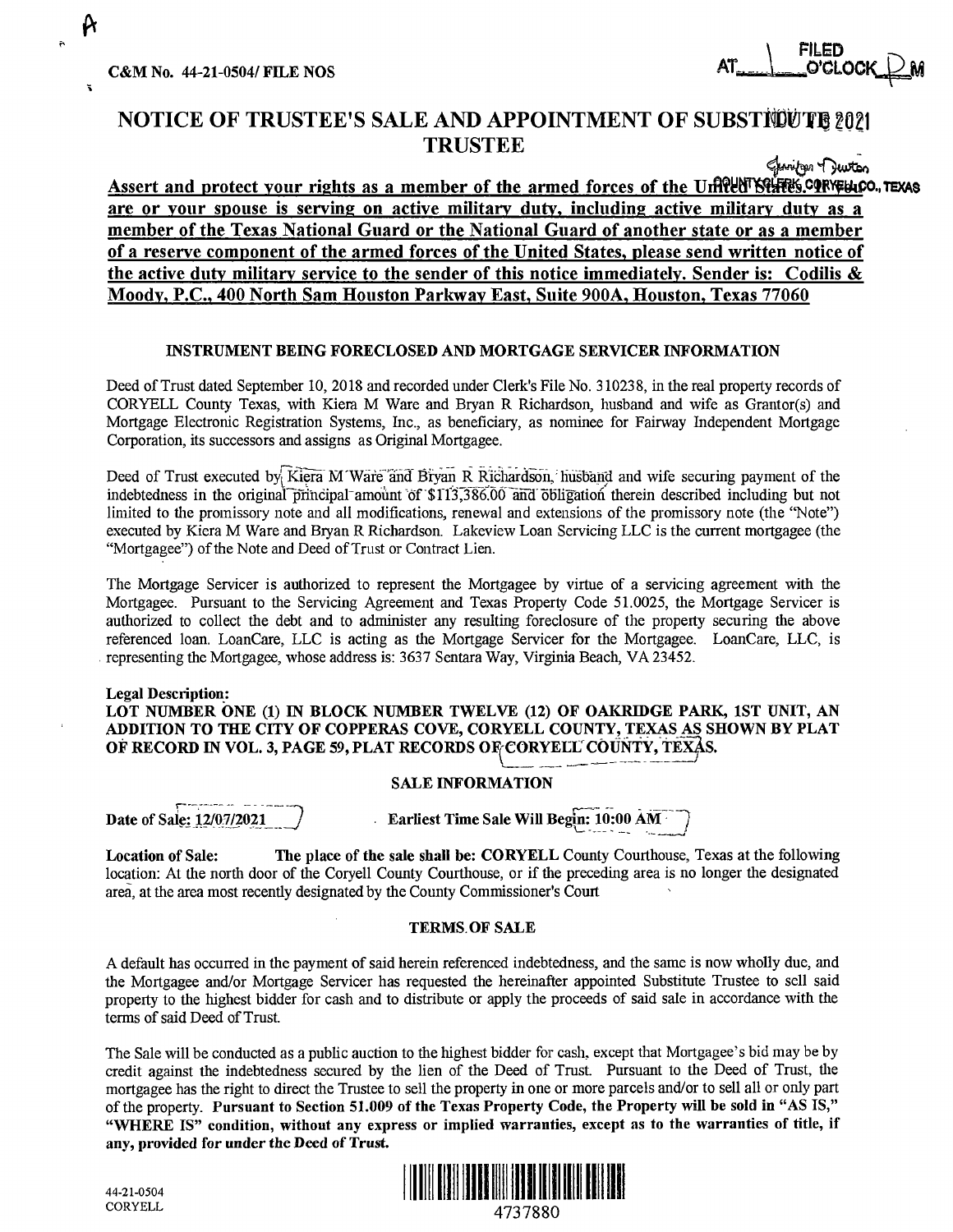C&M No. 44-21-0504/ FILE NOS

FILED AT 1 O'CLOCK P M

NOV 18 2021

Jennifer Dutton
COUNTY CLERK, CORYELL CO., TEXAS

# NOTICE OF TRUSTEE'S SALE AND APPOINTMENT OF SUBSTITUTE TRUSTEE

**Assert and protect your rights as a member of the armed forces of the United States. If you are or your spouse is serving on active military duty, including active military duty as a member of the Texas National Guard or the National Guard of another state or as a member of a reserve component of the armed forces of the United States, please send written notice of the active duty military service to the sender of this notice immediately. Sender is: Codilis & Moody, P.C., 400 North Sam Houston Parkway East, Suite 900A, Houston, Texas 77060**

### INSTRUMENT BEING FORECLOSED AND MORTGAGE SERVICER INFORMATION

Deed of Trust dated September 10, 2018 and recorded under Clerk's File No. 310238, in the real property records of CORYELL County Texas, with Kiera M Ware and Bryan R Richardson, husband and wife as Grantor(s) and Mortgage Electronic Registration Systems, Inc., as beneficiary, as nominee for Fairway Independent Mortgage Corporation, its successors and assigns as Original Mortgagee.

Deed of Trust executed by Kiera M Ware and Bryan R Richardson, husband and wife securing payment of the indebtedness in the original principal amount of $113,386.00 and obligation therein described including but not limited to the promissory note and all modifications, renewal and extensions of the promissory note (the "Note") executed by Kiera M Ware and Bryan R Richardson. Lakeview Loan Servicing LLC is the current mortgagee (the "Mortgagee") of the Note and Deed of Trust or Contract Lien.

The Mortgage Servicer is authorized to represent the Mortgagee by virtue of a servicing agreement with the Mortgagee. Pursuant to the Servicing Agreement and Texas Property Code 51.0025, the Mortgage Servicer is authorized to collect the debt and to administer any resulting foreclosure of the property securing the above referenced loan. LoanCare, LLC is acting as the Mortgage Servicer for the Mortgagee. LoanCare, LLC, is representing the Mortgagee, whose address is: 3637 Sentara Way, Virginia Beach, VA 23452.

**Legal Description:**

**LOT NUMBER ONE (1) IN BLOCK NUMBER TWELVE (12) OF OAKRIDGE PARK, 1ST UNIT, AN ADDITION TO THE CITY OF COPPERAS COVE, CORYELL COUNTY, TEXAS AS SHOWN BY PLAT OF RECORD IN VOL. 3, PAGE 59, PLAT RECORDS OF CORYELL COUNTY, TEXAS.**

### SALE INFORMATION

**Date of Sale: 12/07/2021** **Earliest Time Sale Will Begin: 10:00 AM**

**Location of Sale:** **The place of the sale shall be: CORYELL** County Courthouse, Texas at the following location: At the north door of the Coryell County Courthouse, or if the preceding area is no longer the designated area, at the area most recently designated by the County Commissioner's Court

### TERMS OF SALE

A default has occurred in the payment of said herein referenced indebtedness, and the same is now wholly due, and the Mortgagee and/or Mortgage Servicer has requested the hereinafter appointed Substitute Trustee to sell said property to the highest bidder for cash and to distribute or apply the proceeds of said sale in accordance with the terms of said Deed of Trust.

The Sale will be conducted as a public auction to the highest bidder for cash, except that Mortgagee's bid may be by credit against the indebtedness secured by the lien of the Deed of Trust. Pursuant to the Deed of Trust, the mortgagee has the right to direct the Trustee to sell the property in one or more parcels and/or to sell all or only part of the property. **Pursuant to Section 51.009 of the Texas Property Code, the Property will be sold in "AS IS," "WHERE IS" condition, without any express or implied warranties, except as to the warranties of title, if any, provided for under the Deed of Trust.**

44-21-0504
CORYELL

4737880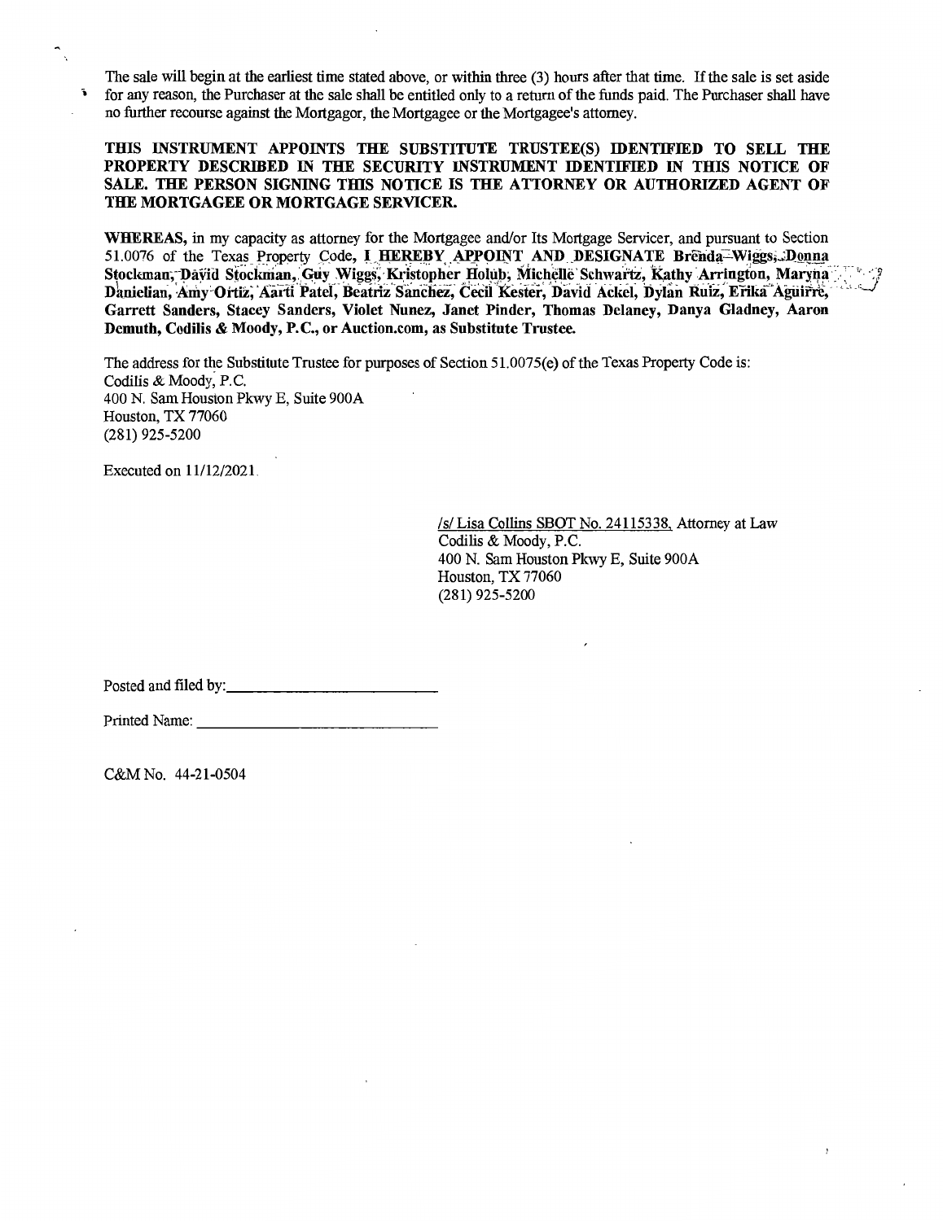The sale will begin at the earliest time stated above, or within three (3) hours after that time. If the sale is set aside for any reason, the Purchaser at the sale shall be entitled only to a return of the funds paid. The Purchaser shall have no further recourse against the Mortgagor, the Mortgagee or the Mortgagee's attorney.

**THIS INSTRUMENT APPOINTS THE SUBSTITUTE TRUSTEE(S) IDENTIFIED TO SELL THE PROPERTY DESCRIBED IN THE SECURITY INSTRUMENT IDENTIFIED IN THIS NOTICE OF SALE. THE PERSON SIGNING THIS NOTICE IS THE ATTORNEY OR AUTHORIZED AGENT OF THE MORTGAGEE OR MORTGAGE SERVICER.**

**WHEREAS,** in my capacity as attorney for the Mortgagee and/or Its Mortgage Servicer, and pursuant to Section 51.0076 of the Texas Property Code, **I HEREBY APPOINT AND DESIGNATE Brenda Wiggs, Donna Stockman, David Stockman, Guy Wiggs, Kristopher Holub, Michelle Schwartz, Kathy Arrington, Maryna Danielian, Amy Ortiz, Aarti Patel, Beatriz Sanchez, Cecil Kester, David Ackel, Dylan Ruiz, Erika Aguirre, Garrett Sanders, Stacey Sanders, Violet Nunez, Janet Pinder, Thomas Delaney, Danya Gladney, Aaron Demuth, Codilis & Moody, P.C., or Auction.com, as Substitute Trustee.**

The address for the Substitute Trustee for purposes of Section 51.0075(e) of the Texas Property Code is:
Codilis & Moody, P.C.
400 N. Sam Houston Pkwy E, Suite 900A
Houston, TX 77060
(281) 925-5200

Executed on 11/12/2021.

/s/ Lisa Collins SBOT No. 24115338, Attorney at Law
Codilis & Moody, P.C.
400 N. Sam Houston Pkwy E, Suite 900A
Houston, TX 77060
(281) 925-5200

Posted and filed by: ____________________

Printed Name: ____________________

C&M No. 44-21-0504